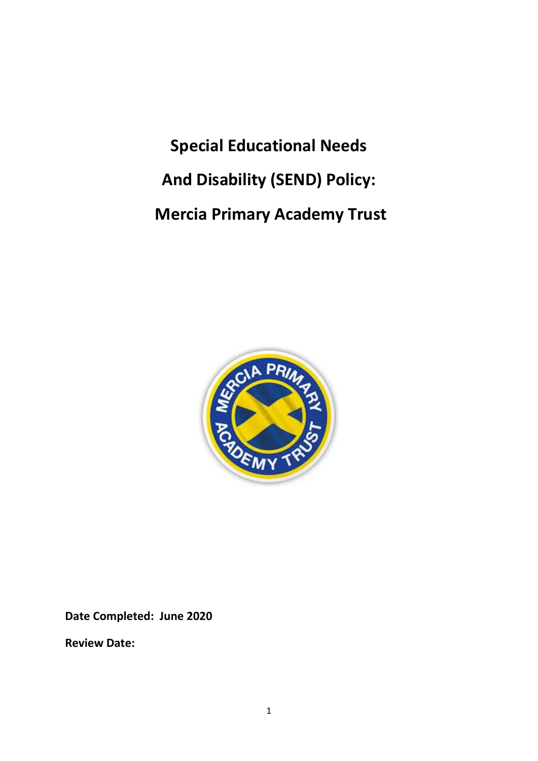# Special Educational Needs

# And Disability (SEND) Policy:

# Mercia Primary Academy Trust

**Date Completed: June 2020**

**Review Date:**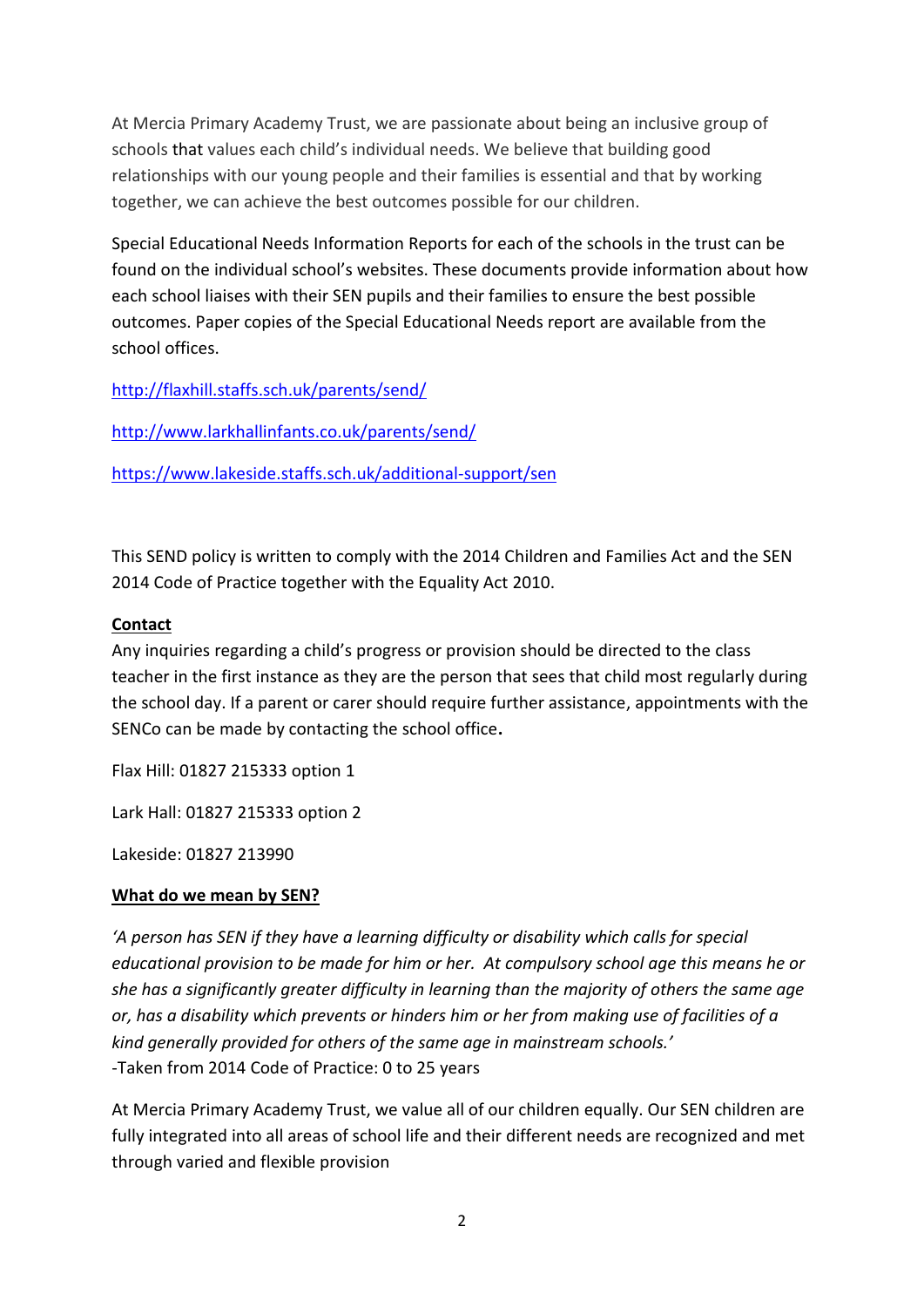At Mercia Primary Academy Trust, we are passionate about being an inclusive group of schools that values each child's individual needs. We believe that building good relationships with our young people and their families is essential and that by working together, we can achieve the best outcomes possible for our children.

Special Educational Needs Information Reports for each of the schools in the trust can be found on the individual school's websites. These documents provide information about how each school liaises with their SEN pupils and their families to ensure the best possible outcomes. Paper copies of the Special Educational Needs report are available from the school offices.

http://flaxhill.staffs.sch.uk/parents/send/

http://www.larkhallinfants.co.uk/parents/send/

https://www.lakeside.staffs.sch.uk/additional-support/sen

This SEND policy is written to comply with the 2014 Children and Families Act and the SEN 2014 Code of Practice together with the Equality Act 2010.

**Contact**

Any inquiries regarding a child's progress or provision should be directed to the class teacher in the first instance as they are the person that sees that child most regularly during the school day. If a parent or carer should require further assistance, appointments with the SENCo can be made by contacting the school office**.**

Flax Hill: 01827 215333 option 1

Lark Hall: 01827 215333 option 2

Lakeside: 01827 213990

**What do we mean by SEN?**

*'A person has SEN if they have a learning difficulty or disability which calls for special educational provision to be made for him or her. At compulsory school age this means he or she has a significantly greater difficulty in learning than the majority of others the same age or, has a disability which prevents or hinders him or her from making use of facilities of a kind generally provided for others of the same age in mainstream schools.'*
-Taken from 2014 Code of Practice: 0 to 25 years

At Mercia Primary Academy Trust, we value all of our children equally. Our SEN children are fully integrated into all areas of school life and their different needs are recognized and met through varied and flexible provision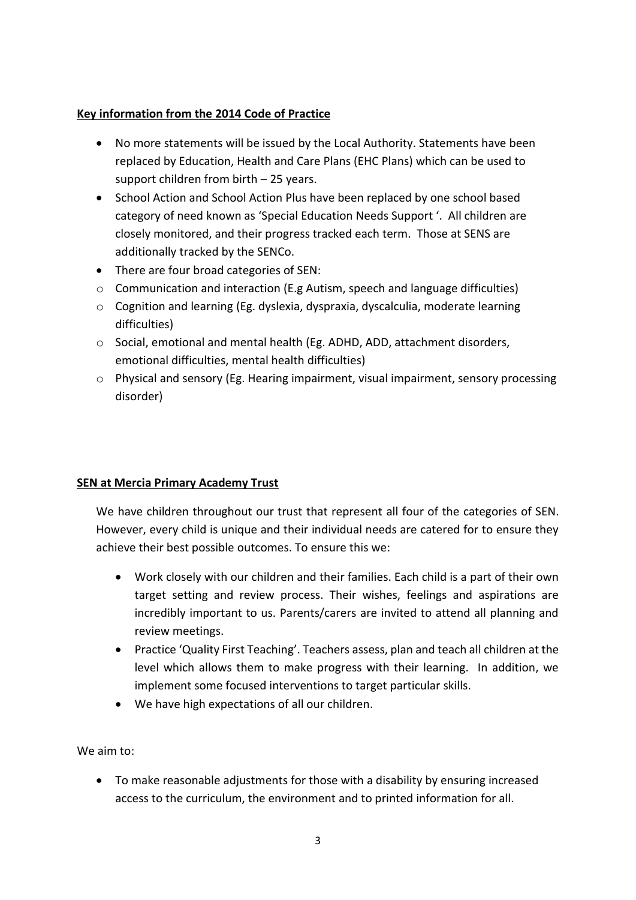**Key information from the 2014 Code of Practice**

- No more statements will be issued by the Local Authority. Statements have been replaced by Education, Health and Care Plans (EHC Plans) which can be used to support children from birth – 25 years.
- School Action and School Action Plus have been replaced by one school based category of need known as 'Special Education Needs Support '. All children are closely monitored, and their progress tracked each term. Those at SENS are additionally tracked by the SENCo.
- There are four broad categories of SEN:
  - Communication and interaction (E.g Autism, speech and language difficulties)
  - Cognition and learning (Eg. dyslexia, dyspraxia, dyscalculia, moderate learning difficulties)
  - Social, emotional and mental health (Eg. ADHD, ADD, attachment disorders, emotional difficulties, mental health difficulties)
  - Physical and sensory (Eg. Hearing impairment, visual impairment, sensory processing disorder)

**SEN at Mercia Primary Academy Trust**

We have children throughout our trust that represent all four of the categories of SEN. However, every child is unique and their individual needs are catered for to ensure they achieve their best possible outcomes. To ensure this we:

- Work closely with our children and their families. Each child is a part of their own target setting and review process. Their wishes, feelings and aspirations are incredibly important to us. Parents/carers are invited to attend all planning and review meetings.
- Practice 'Quality First Teaching'. Teachers assess, plan and teach all children at the level which allows them to make progress with their learning. In addition, we implement some focused interventions to target particular skills.
- We have high expectations of all our children.

We aim to:

- To make reasonable adjustments for those with a disability by ensuring increased access to the curriculum, the environment and to printed information for all.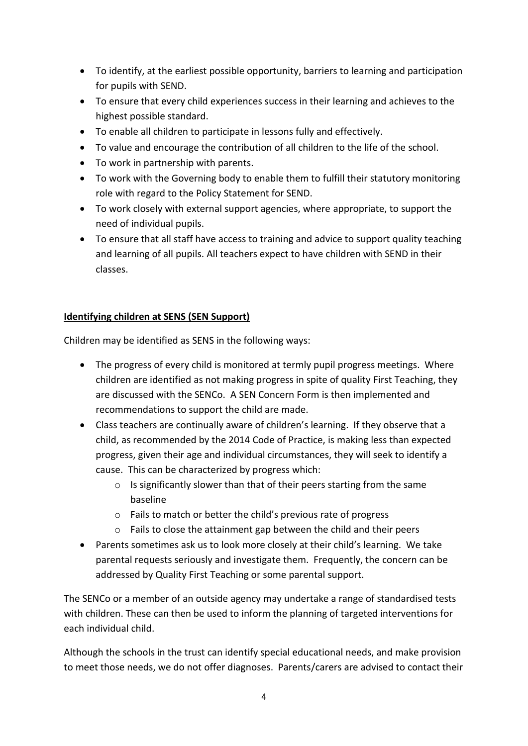- To identify, at the earliest possible opportunity, barriers to learning and participation for pupils with SEND.
- To ensure that every child experiences success in their learning and achieves to the highest possible standard.
- To enable all children to participate in lessons fully and effectively.
- To value and encourage the contribution of all children to the life of the school.
- To work in partnership with parents.
- To work with the Governing body to enable them to fulfill their statutory monitoring role with regard to the Policy Statement for SEND.
- To work closely with external support agencies, where appropriate, to support the need of individual pupils.
- To ensure that all staff have access to training and advice to support quality teaching and learning of all pupils. All teachers expect to have children with SEND in their classes.

**Identifying children at SENS (SEN Support)**

Children may be identified as SENS in the following ways:

- The progress of every child is monitored at termly pupil progress meetings. Where children are identified as not making progress in spite of quality First Teaching, they are discussed with the SENCo. A SEN Concern Form is then implemented and recommendations to support the child are made.
- Class teachers are continually aware of children's learning. If they observe that a child, as recommended by the 2014 Code of Practice, is making less than expected progress, given their age and individual circumstances, they will seek to identify a cause. This can be characterized by progress which:
    - Is significantly slower than that of their peers starting from the same baseline
    - Fails to match or better the child's previous rate of progress
    - Fails to close the attainment gap between the child and their peers
- Parents sometimes ask us to look more closely at their child's learning. We take parental requests seriously and investigate them. Frequently, the concern can be addressed by Quality First Teaching or some parental support.

The SENCo or a member of an outside agency may undertake a range of standardised tests with children. These can then be used to inform the planning of targeted interventions for each individual child.

Although the schools in the trust can identify special educational needs, and make provision to meet those needs, we do not offer diagnoses. Parents/carers are advised to contact their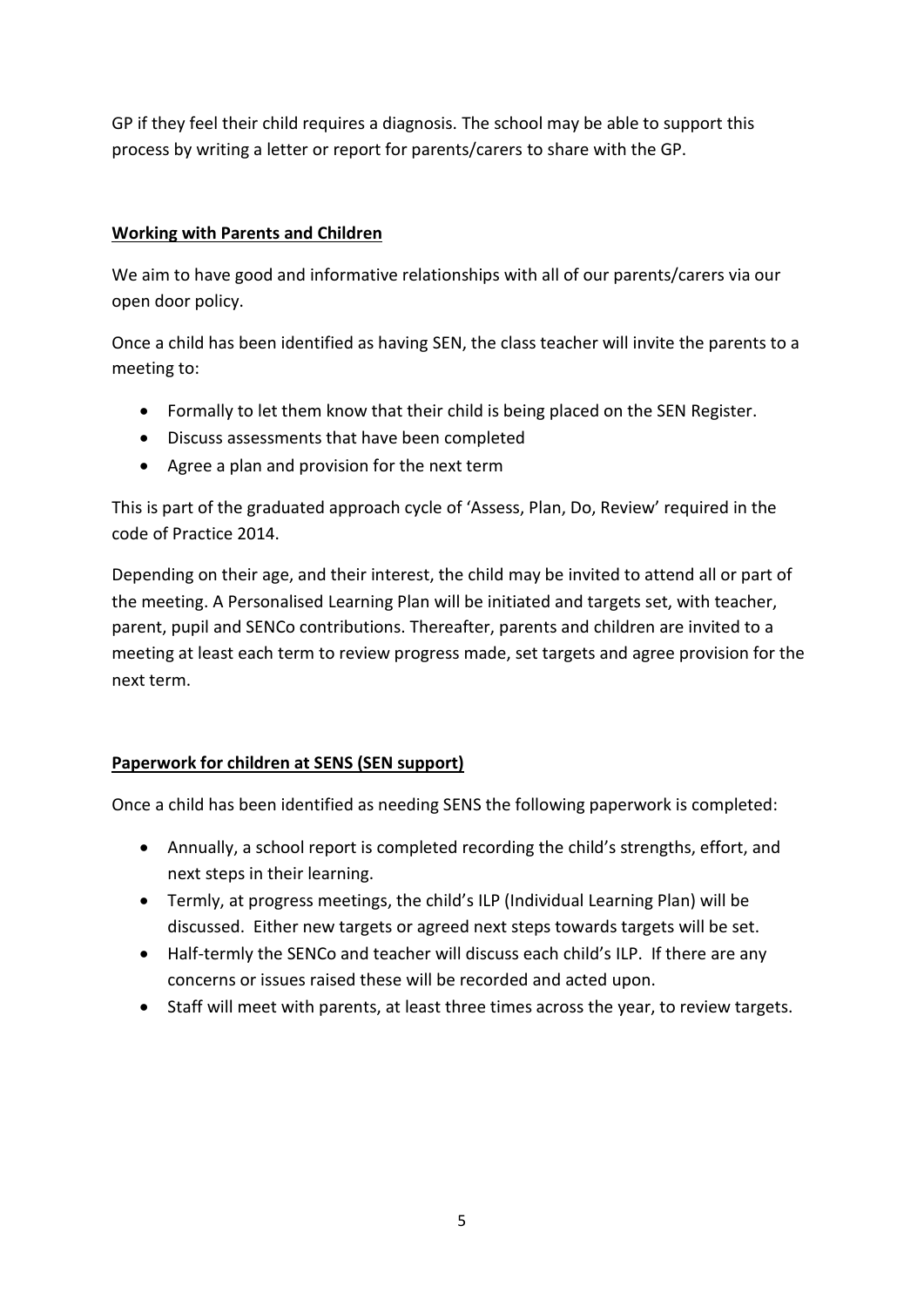GP if they feel their child requires a diagnosis. The school may be able to support this process by writing a letter or report for parents/carers to share with the GP.

## Working with Parents and Children

We aim to have good and informative relationships with all of our parents/carers via our open door policy.

Once a child has been identified as having SEN, the class teacher will invite the parents to a meeting to:

- Formally to let them know that their child is being placed on the SEN Register.
- Discuss assessments that have been completed
- Agree a plan and provision for the next term

This is part of the graduated approach cycle of 'Assess, Plan, Do, Review' required in the code of Practice 2014.

Depending on their age, and their interest, the child may be invited to attend all or part of the meeting. A Personalised Learning Plan will be initiated and targets set, with teacher, parent, pupil and SENCo contributions. Thereafter, parents and children are invited to a meeting at least each term to review progress made, set targets and agree provision for the next term.

## Paperwork for children at SENS (SEN support)

Once a child has been identified as needing SENS the following paperwork is completed:

- Annually, a school report is completed recording the child's strengths, effort, and next steps in their learning.
- Termly, at progress meetings, the child's ILP (Individual Learning Plan) will be discussed. Either new targets or agreed next steps towards targets will be set.
- Half-termly the SENCo and teacher will discuss each child's ILP. If there are any concerns or issues raised these will be recorded and acted upon.
- Staff will meet with parents, at least three times across the year, to review targets.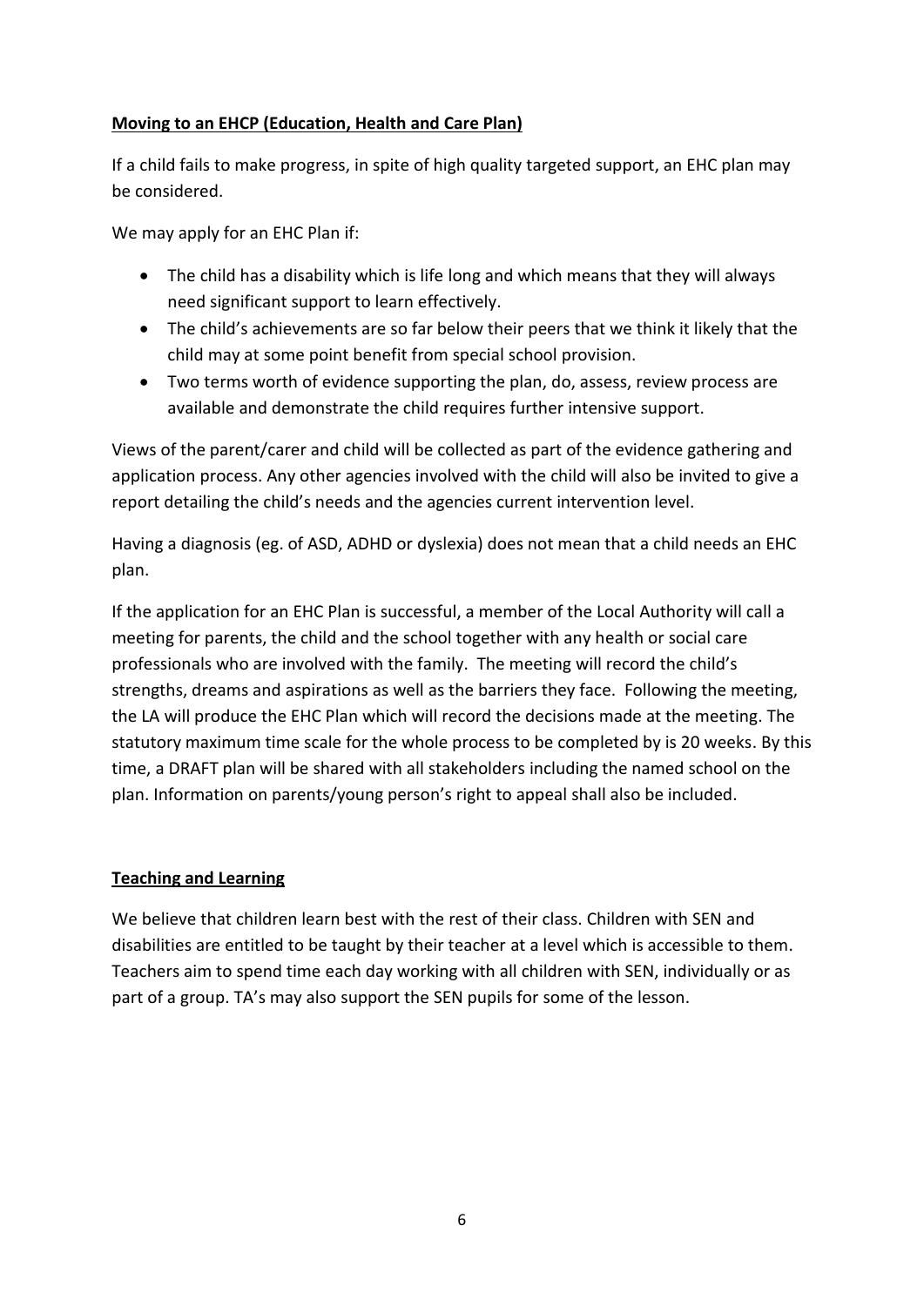**Moving to an EHCP (Education, Health and Care Plan)**

If a child fails to make progress, in spite of high quality targeted support, an EHC plan may be considered.

We may apply for an EHC Plan if:

- The child has a disability which is life long and which means that they will always need significant support to learn effectively.
- The child's achievements are so far below their peers that we think it likely that the child may at some point benefit from special school provision.
- Two terms worth of evidence supporting the plan, do, assess, review process are available and demonstrate the child requires further intensive support.

Views of the parent/carer and child will be collected as part of the evidence gathering and application process. Any other agencies involved with the child will also be invited to give a report detailing the child's needs and the agencies current intervention level.

Having a diagnosis (eg. of ASD, ADHD or dyslexia) does not mean that a child needs an EHC plan.

If the application for an EHC Plan is successful, a member of the Local Authority will call a meeting for parents, the child and the school together with any health or social care professionals who are involved with the family. The meeting will record the child's strengths, dreams and aspirations as well as the barriers they face. Following the meeting, the LA will produce the EHC Plan which will record the decisions made at the meeting. The statutory maximum time scale for the whole process to be completed by is 20 weeks. By this time, a DRAFT plan will be shared with all stakeholders including the named school on the plan. Information on parents/young person's right to appeal shall also be included.

**Teaching and Learning**

We believe that children learn best with the rest of their class. Children with SEN and disabilities are entitled to be taught by their teacher at a level which is accessible to them. Teachers aim to spend time each day working with all children with SEN, individually or as part of a group. TA's may also support the SEN pupils for some of the lesson.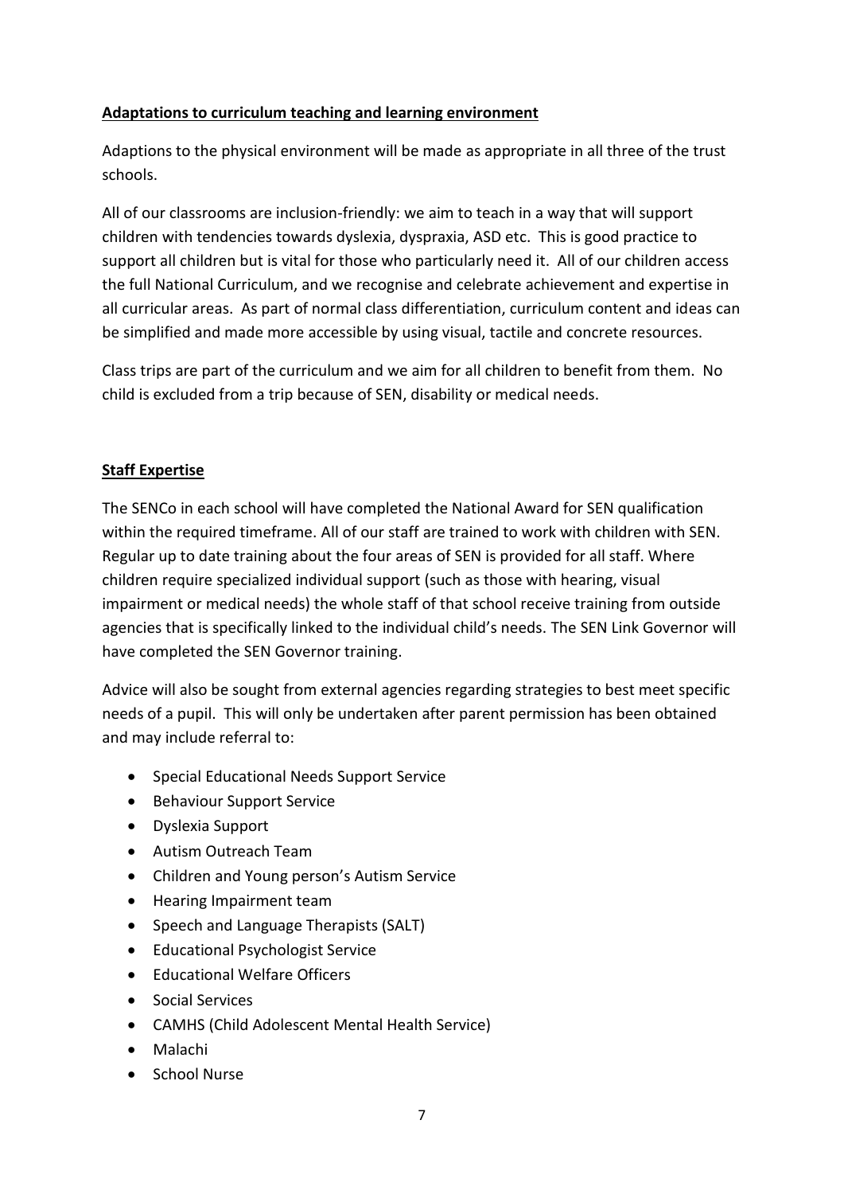## Adaptations to curriculum teaching and learning environment

Adaptions to the physical environment will be made as appropriate in all three of the trust schools.

All of our classrooms are inclusion-friendly: we aim to teach in a way that will support children with tendencies towards dyslexia, dyspraxia, ASD etc. This is good practice to support all children but is vital for those who particularly need it. All of our children access the full National Curriculum, and we recognise and celebrate achievement and expertise in all curricular areas. As part of normal class differentiation, curriculum content and ideas can be simplified and made more accessible by using visual, tactile and concrete resources.

Class trips are part of the curriculum and we aim for all children to benefit from them. No child is excluded from a trip because of SEN, disability or medical needs.

## Staff Expertise

The SENCo in each school will have completed the National Award for SEN qualification within the required timeframe. All of our staff are trained to work with children with SEN. Regular up to date training about the four areas of SEN is provided for all staff. Where children require specialized individual support (such as those with hearing, visual impairment or medical needs) the whole staff of that school receive training from outside agencies that is specifically linked to the individual child's needs. The SEN Link Governor will have completed the SEN Governor training.

Advice will also be sought from external agencies regarding strategies to best meet specific needs of a pupil. This will only be undertaken after parent permission has been obtained and may include referral to:

- Special Educational Needs Support Service
- Behaviour Support Service
- Dyslexia Support
- Autism Outreach Team
- Children and Young person's Autism Service
- Hearing Impairment team
- Speech and Language Therapists (SALT)
- Educational Psychologist Service
- Educational Welfare Officers
- Social Services
- CAMHS (Child Adolescent Mental Health Service)
- Malachi
- School Nurse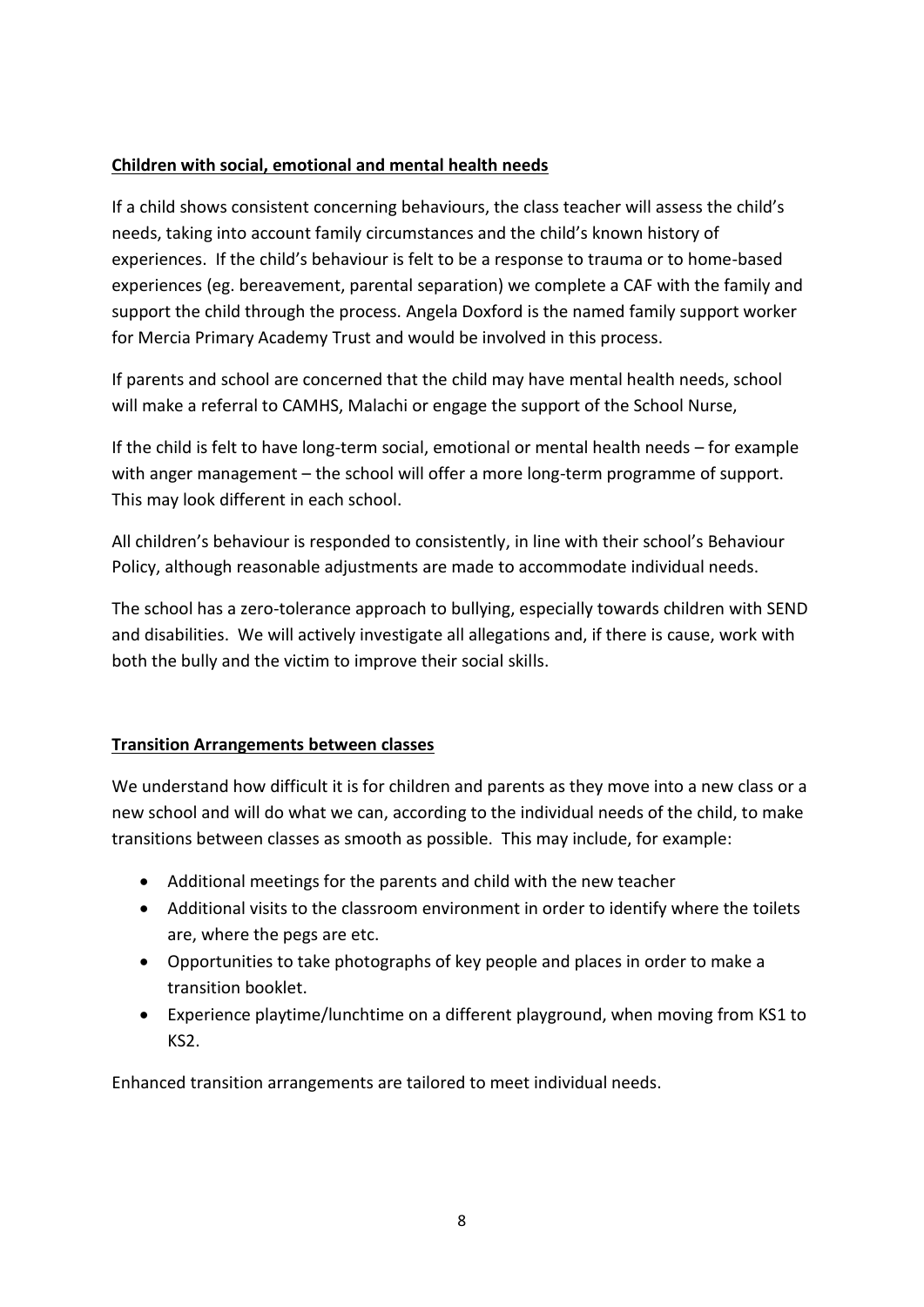## Children with social, emotional and mental health needs

If a child shows consistent concerning behaviours, the class teacher will assess the child's needs, taking into account family circumstances and the child's known history of experiences. If the child's behaviour is felt to be a response to trauma or to home-based experiences (eg. bereavement, parental separation) we complete a CAF with the family and support the child through the process. Angela Doxford is the named family support worker for Mercia Primary Academy Trust and would be involved in this process.

If parents and school are concerned that the child may have mental health needs, school will make a referral to CAMHS, Malachi or engage the support of the School Nurse,

If the child is felt to have long-term social, emotional or mental health needs – for example with anger management – the school will offer a more long-term programme of support. This may look different in each school.

All children's behaviour is responded to consistently, in line with their school's Behaviour Policy, although reasonable adjustments are made to accommodate individual needs.

The school has a zero-tolerance approach to bullying, especially towards children with SEND and disabilities. We will actively investigate all allegations and, if there is cause, work with both the bully and the victim to improve their social skills.

## Transition Arrangements between classes

We understand how difficult it is for children and parents as they move into a new class or a new school and will do what we can, according to the individual needs of the child, to make transitions between classes as smooth as possible. This may include, for example:

- Additional meetings for the parents and child with the new teacher
- Additional visits to the classroom environment in order to identify where the toilets are, where the pegs are etc.
- Opportunities to take photographs of key people and places in order to make a transition booklet.
- Experience playtime/lunchtime on a different playground, when moving from KS1 to KS2.

Enhanced transition arrangements are tailored to meet individual needs.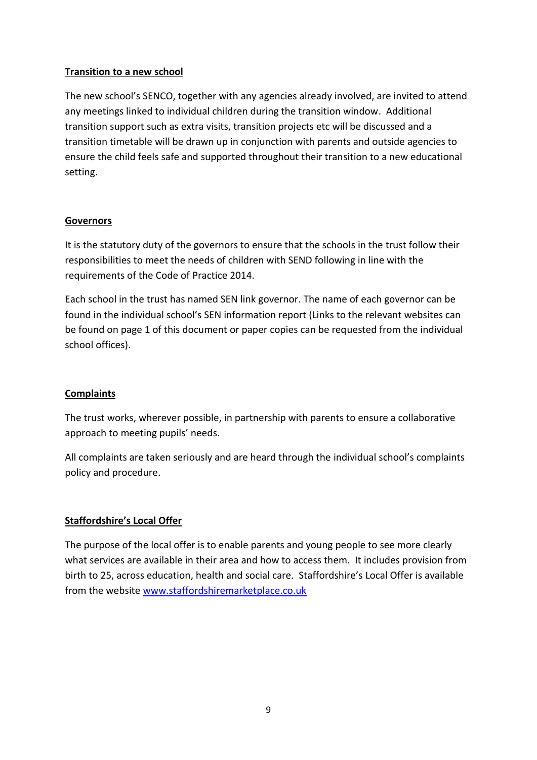**Transition to a new school**

The new school's SENCO, together with any agencies already involved, are invited to attend any meetings linked to individual children during the transition window. Additional transition support such as extra visits, transition projects etc will be discussed and a transition timetable will be drawn up in conjunction with parents and outside agencies to ensure the child feels safe and supported throughout their transition to a new educational setting.

**Governors**

It is the statutory duty of the governors to ensure that the schools in the trust follow their responsibilities to meet the needs of children with SEND following in line with the requirements of the Code of Practice 2014.

Each school in the trust has named SEN link governor. The name of each governor can be found in the individual school's SEN information report (Links to the relevant websites can be found on page 1 of this document or paper copies can be requested from the individual school offices).

**Complaints**

The trust works, wherever possible, in partnership with parents to ensure a collaborative approach to meeting pupils' needs.

All complaints are taken seriously and are heard through the individual school's complaints policy and procedure.

**Staffordshire's Local Offer**

The purpose of the local offer is to enable parents and young people to see more clearly what services are available in their area and how to access them. It includes provision from birth to 25, across education, health and social care. Staffordshire's Local Offer is available from the website [www.staffordshiremarketplace.co.uk](http://www.staffordshiremarketplace.co.uk)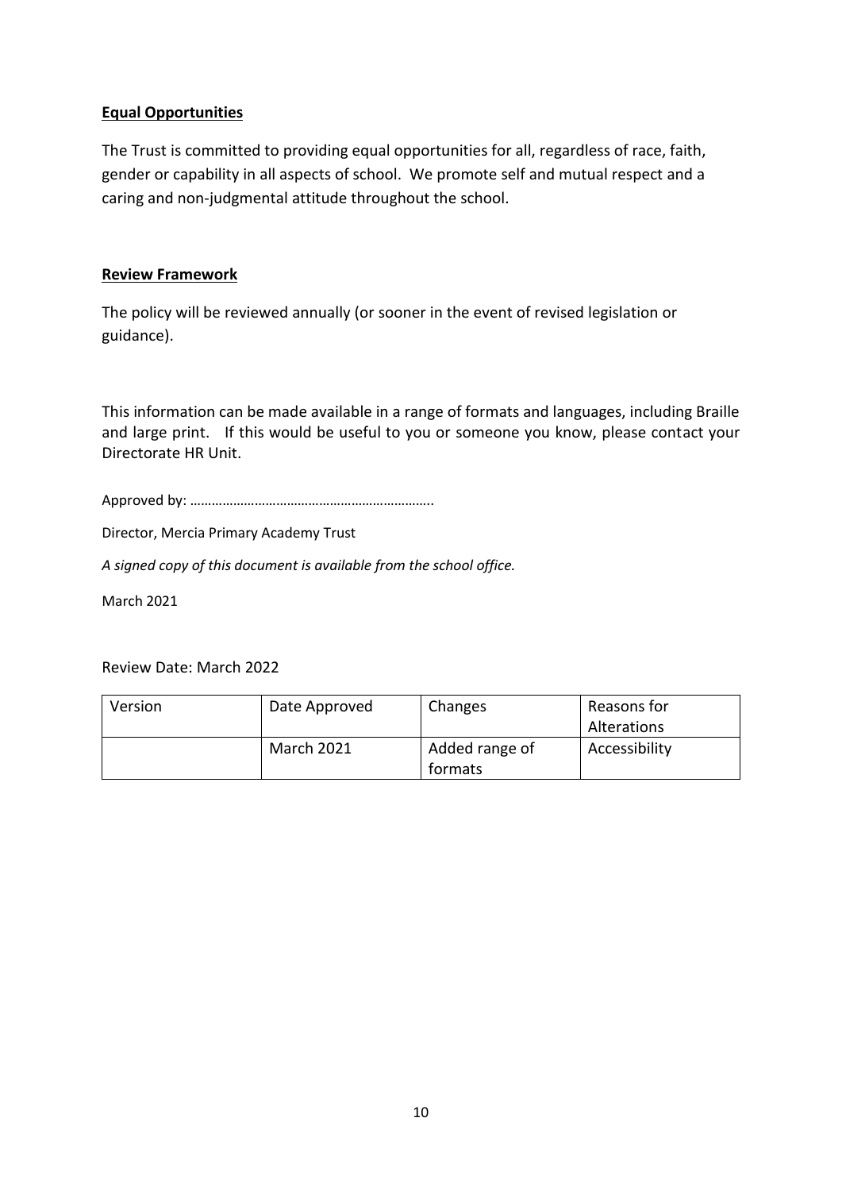**Equal Opportunities**

The Trust is committed to providing equal opportunities for all, regardless of race, faith, gender or capability in all aspects of school. We promote self and mutual respect and a caring and non-judgmental attitude throughout the school.

**Review Framework**

The policy will be reviewed annually (or sooner in the event of revised legislation or guidance).

This information can be made available in a range of formats and languages, including Braille and large print. If this would be useful to you or someone you know, please contact your Directorate HR Unit.

Approved by: …………………………………………………………..

Director, Mercia Primary Academy Trust

*A signed copy of this document is available from the school office.*

March 2021

Review Date: March 2022

| Version | Date Approved | Changes | Reasons for Alterations |
|---|---|---|---|
| | March 2021 | Added range of formats | Accessibility |